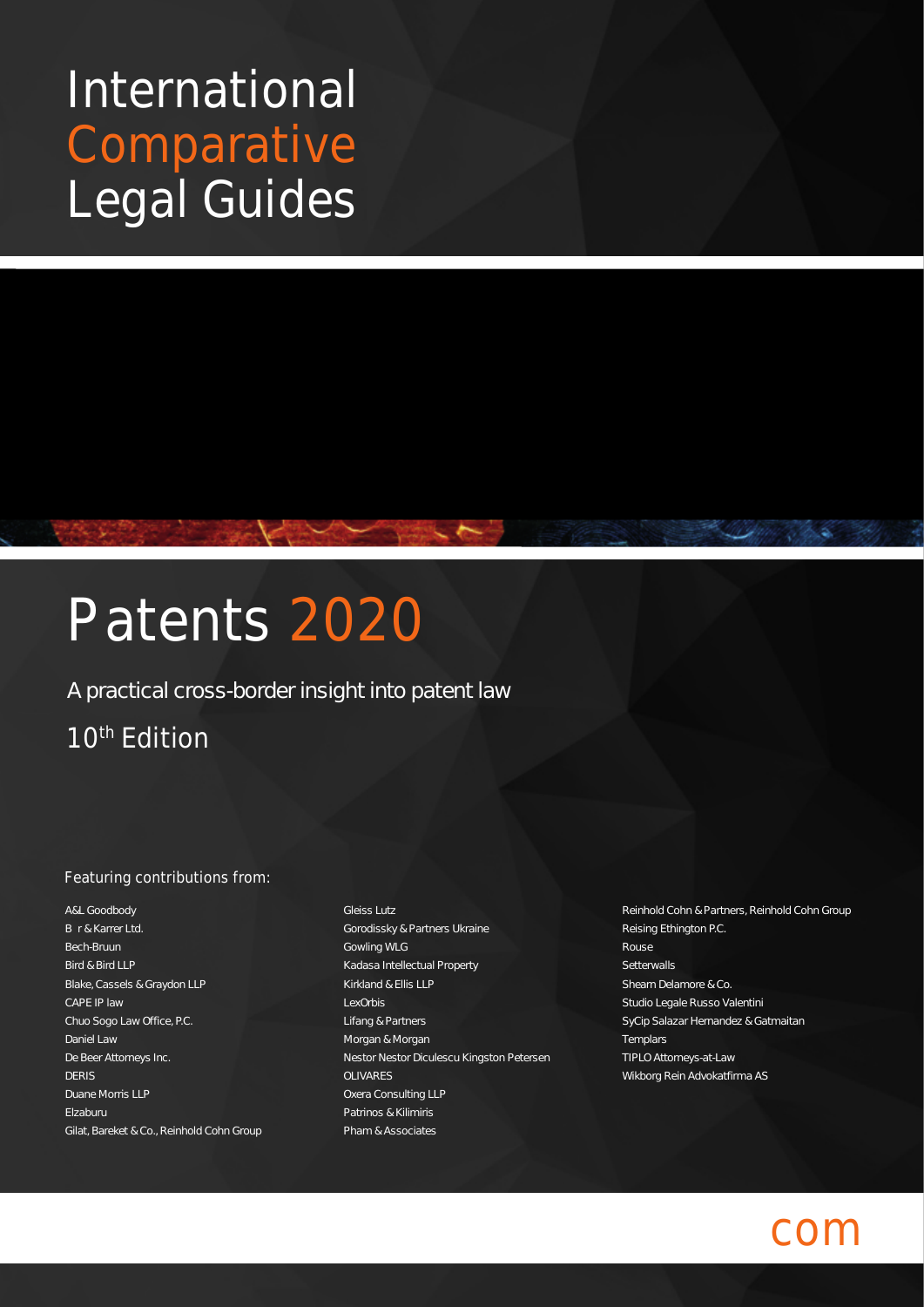# International Comparative Legal Guides

# Patents 2020

A practical cross-border insight into patent law

10th Edition

Featuring contributions from:

A&L Goodbody
B r & Karrer Ltd.
Bech-Bruun
Bird & Bird LLP
Blake, Cassels & Graydon LLP
CAPE IP law
Chuo Sogo Law Office, P.C.
Daniel Law
De Beer Attorneys Inc.
DERIS
Duane Morris LLP
Elzaburu
Gilat, Bareket & Co., Reinhold Cohn Group
Gleiss Lutz
Gorodissky & Partners Ukraine
Gowling WLG
Kadasa Intellectual Property
Kirkland & Ellis LLP
LexOrbis
Lifang & Partners
Morgan & Morgan
Nestor Nestor Diculescu Kingston Petersen
OLIVARES
Oxera Consulting LLP
Patrinos & Kilimiris
Pham & Associates
Reinhold Cohn & Partners, Reinhold Cohn Group
Reising Ethington P.C.
Rouse
Setterwalls
Shearn Delamore & Co.
Studio Legale Russo Valentini
SyCip Salazar Hernandez & Gatmaitan
Templars
TIPLO Attorneys-at-Law
Wikborg Rein Advokatfirma AS

com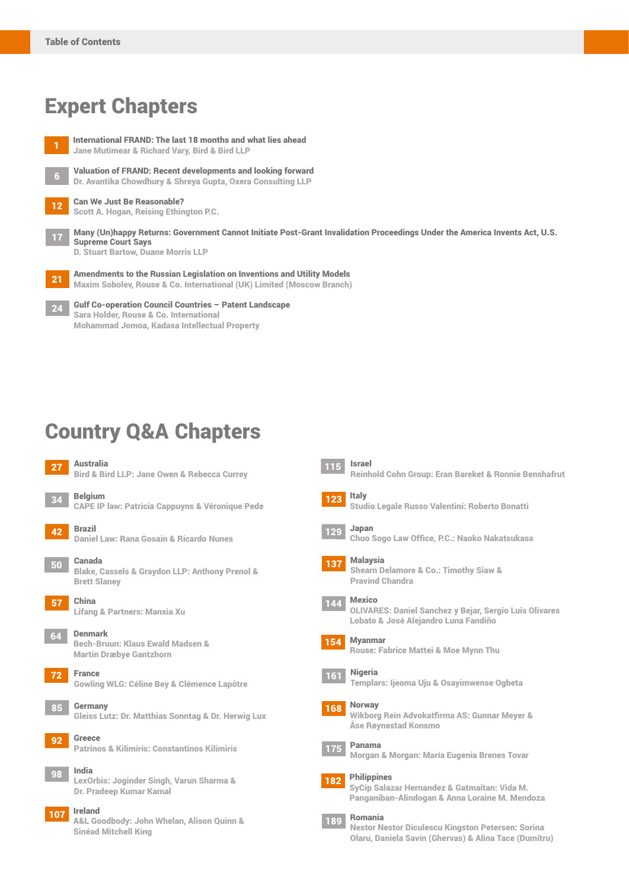# Table of Contents

## Expert Chapters

**1** International FRAND: The last 18 months and what lies ahead
Jane Mutimear & Richard Vary, Bird & Bird LLP

**6** Valuation of FRAND: Recent developments and looking forward
Dr. Avantika Chowdhury & Shreya Gupta, Oxera Consulting LLP

**12** Can We Just Be Reasonable?
Scott A. Hogan, Reising Ethington P.C.

**17** Many (Un)happy Returns: Government Cannot Initiate Post-Grant Invalidation Proceedings Under the America Invents Act, U.S. Supreme Court Says
D. Stuart Bartow, Duane Morris LLP

**21** Amendments to the Russian Legislation on Inventions and Utility Models
Maxim Sobolev, Rouse & Co. International (UK) Limited (Moscow Branch)

**24** Gulf Co-operation Council Countries – Patent Landscape
Sara Holder, Rouse & Co. International
Mohammad Jomoa, Kadasa Intellectual Property

## Country Q&A Chapters

**27** Australia
Bird & Bird LLP: Jane Owen & Rebecca Currey

**34** Belgium
CAPE IP law: Patricia Cappuyns & Véronique Pede

**42** Brazil
Daniel Law: Rana Gosain & Ricardo Nunes

**50** Canada
Blake, Cassels & Graydon LLP: Anthony Prenol & Brett Slaney

**57** China
Lifang & Partners: Manxia Xu

**64** Denmark
Bech-Bruun: Klaus Ewald Madsen & Martin Dræbye Gantzhorn

**72** France
Gowling WLG: Céline Bey & Clémence Lapôtre

**85** Germany
Gleiss Lutz: Dr. Matthias Sonntag & Dr. Herwig Lux

**92** Greece
Patrinos & Kilimiris: Constantinos Kilimiris

**98** India
LexOrbis: Joginder Singh, Varun Sharma & Dr. Pradeep Kumar Kamal

**107** Ireland
A&L Goodbody: John Whelan, Alison Quinn & Sinéad Mitchell King

**115** Israel
Reinhold Cohn Group: Eran Bareket & Ronnie Benshafrut

**123** Italy
Studio Legale Russo Valentini: Roberto Bonatti

**129** Japan
Chuo Sogo Law Office, P.C.: Naoko Nakatsukasa

**137** Malaysia
Shearn Delamore & Co.: Timothy Siaw & Pravind Chandra

**144** Mexico
OLIVARES: Daniel Sanchez y Bejar, Sergio Luis Olivares Lobato & José Alejandro Luna Fandiño

**154** Myanmar
Rouse: Fabrice Mattei & Moe Mynn Thu

**161** Nigeria
Templars: Ijeoma Uju & Osayimwense Ogbeta

**168** Norway
Wikborg Rein Advokatfirma AS: Gunnar Meyer & Åse Røynestad Konsmo

**175** Panama
Morgan & Morgan: María Eugenia Brenes Tovar

**182** Philippines
SyCip Salazar Hernandez & Gatmaitan: Vida M. Panganiban-Alindogan & Anna Loraine M. Mendoza

**189** Romania
Nestor Nestor Diculescu Kingston Petersen: Sorina Olaru, Daniela Savin (Ghervas) & Alina Tace (Dumitru)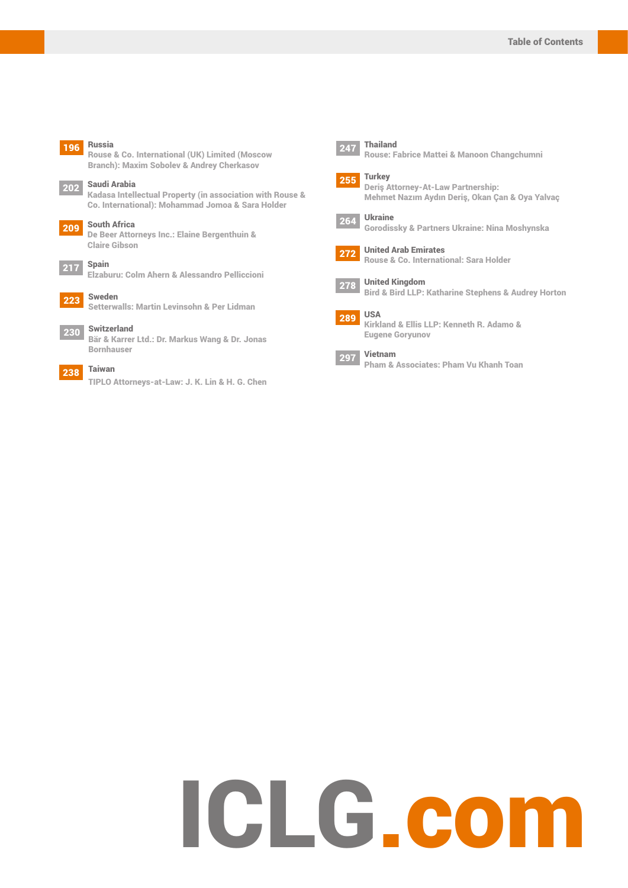**196** **Russia**
Rouse & Co. International (UK) Limited (Moscow Branch): Maxim Sobolev & Andrey Cherkasov

**202** **Saudi Arabia**
Kadasa Intellectual Property (in association with Rouse & Co. International): Mohammad Jomoa & Sara Holder

**209** **South Africa**
De Beer Attorneys Inc.: Elaine Bergenthuin & Claire Gibson

**217** **Spain**
Elzaburu: Colm Ahern & Alessandro Pelliccioni

**223** **Sweden**
Setterwalls: Martin Levinsohn & Per Lidman

**230** **Switzerland**
Bär & Karrer Ltd.: Dr. Markus Wang & Dr. Jonas Bornhauser

**238** **Taiwan**
TIPLO Attorneys-at-Law: J. K. Lin & H. G. Chen

**247** **Thailand**
Rouse: Fabrice Mattei & Manoon Changchumni

**255** **Turkey**
Deriş Attorney-At-Law Partnership: Mehmet Nazım Aydın Deriş, Okan Çan & Oya Yalvaç

**264** **Ukraine**
Gorodissky & Partners Ukraine: Nina Moshynska

**272** **United Arab Emirates**
Rouse & Co. International: Sara Holder

**278** **United Kingdom**
Bird & Bird LLP: Katharine Stephens & Audrey Horton

**289** **USA**
Kirkland & Ellis LLP: Kenneth R. Adamo & Eugene Goryunov

**297** **Vietnam**
Pham & Associates: Pham Vu Khanh Toan

ICLG.com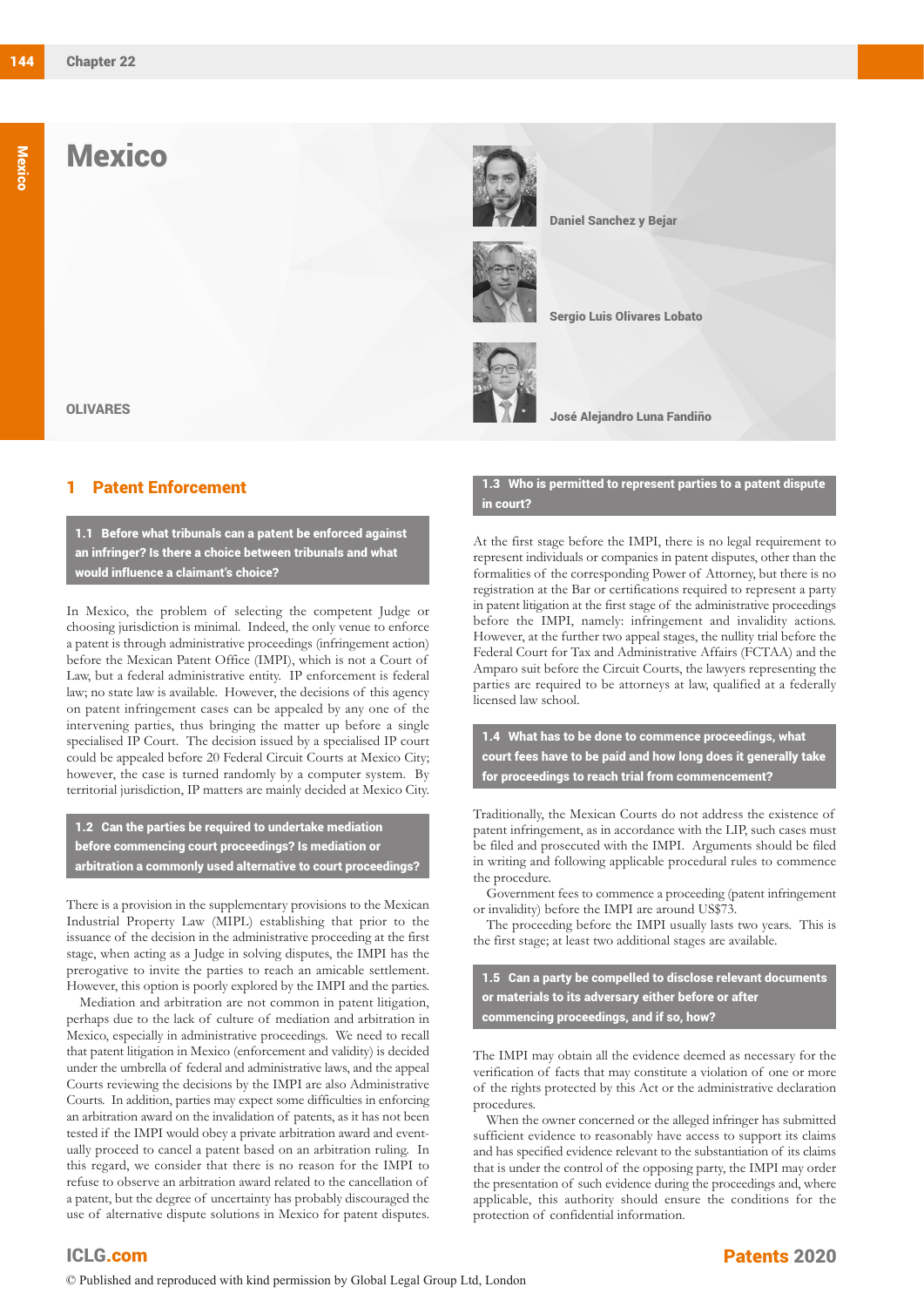# Mexico

OLIVARES

Daniel Sanchez y Bejar

Sergio Luis Olivares Lobato

José Alejandro Luna Fandiño

## 1 Patent Enforcement

### 1.1 Before what tribunals can a patent be enforced against an infringer? Is there a choice between tribunals and what would influence a claimant's choice?

In Mexico, the problem of selecting the competent Judge or choosing jurisdiction is minimal. Indeed, the only venue to enforce a patent is through administrative proceedings (infringement action) before the Mexican Patent Office (IMPI), which is not a Court of Law, but a federal administrative entity. IP enforcement is federal law; no state law is available. However, the decisions of this agency on patent infringement cases can be appealed by any one of the intervening parties, thus bringing the matter up before a single specialised IP Court. The decision issued by a specialised IP court could be appealed before 20 Federal Circuit Courts at Mexico City; however, the case is turned randomly by a computer system. By territorial jurisdiction, IP matters are mainly decided at Mexico City.

### 1.2 Can the parties be required to undertake mediation before commencing court proceedings? Is mediation or arbitration a commonly used alternative to court proceedings?

There is a provision in the supplementary provisions to the Mexican Industrial Property Law (MIPL) establishing that prior to the issuance of the decision in the administrative proceeding at the first stage, when acting as a Judge in solving disputes, the IMPI has the prerogative to invite the parties to reach an amicable settlement. However, this option is poorly explored by the IMPI and the parties.

Mediation and arbitration are not common in patent litigation, perhaps due to the lack of culture of mediation and arbitration in Mexico, especially in administrative proceedings. We need to recall that patent litigation in Mexico (enforcement and validity) is decided under the umbrella of federal and administrative laws, and the appeal Courts reviewing the decisions by the IMPI are also Administrative Courts. In addition, parties may expect some difficulties in enforcing an arbitration award on the invalidation of patents, as it has not been tested if the IMPI would obey a private arbitration award and eventually proceed to cancel a patent based on an arbitration ruling. In this regard, we consider that there is no reason for the IMPI to refuse to observe an arbitration award related to the cancellation of a patent, but the degree of uncertainty has probably discouraged the use of alternative dispute solutions in Mexico for patent disputes.

### 1.3 Who is permitted to represent parties to a patent dispute in court?

At the first stage before the IMPI, there is no legal requirement to represent individuals or companies in patent disputes, other than the formalities of the corresponding Power of Attorney, but there is no registration at the Bar or certifications required to represent a party in patent litigation at the first stage of the administrative proceedings before the IMPI, namely: infringement and invalidity actions. However, at the further two appeal stages, the nullity trial before the Federal Court for Tax and Administrative Affairs (FCTAA) and the Amparo suit before the Circuit Courts, the lawyers representing the parties are required to be attorneys at law, qualified at a federally licensed law school.

### 1.4 What has to be done to commence proceedings, what court fees have to be paid and how long does it generally take for proceedings to reach trial from commencement?

Traditionally, the Mexican Courts do not address the existence of patent infringement, as in accordance with the LIP, such cases must be filed and prosecuted with the IMPI. Arguments should be filed in writing and following applicable procedural rules to commence the procedure.

Government fees to commence a proceeding (patent infringement or invalidity) before the IMPI are around US$73.

The proceeding before the IMPI usually lasts two years. This is the first stage; at least two additional stages are available.

### 1.5 Can a party be compelled to disclose relevant documents or materials to its adversary either before or after commencing proceedings, and if so, how?

The IMPI may obtain all the evidence deemed as necessary for the verification of facts that may constitute a violation of one or more of the rights protected by this Act or the administrative declaration procedures.

When the owner concerned or the alleged infringer has submitted sufficient evidence to reasonably have access to support its claims and has specified evidence relevant to the substantiation of its claims that is under the control of the opposing party, the IMPI may order the presentation of such evidence during the proceedings and, where applicable, this authority should ensure the conditions for the protection of confidential information.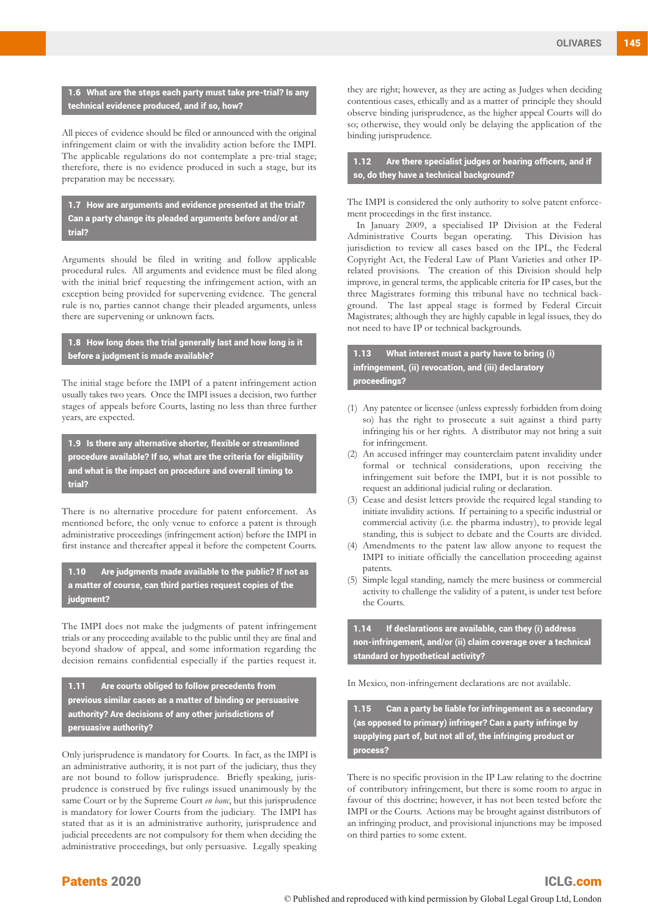### 1.6 What are the steps each party must take pre-trial? Is any technical evidence produced, and if so, how?

All pieces of evidence should be filed or announced with the original infringement claim or with the invalidity action before the IMPI. The applicable regulations do not contemplate a pre-trial stage; therefore, there is no evidence produced in such a stage, but its preparation may be necessary.

### 1.7 How are arguments and evidence presented at the trial? Can a party change its pleaded arguments before and/or at trial?

Arguments should be filed in writing and follow applicable procedural rules. All arguments and evidence must be filed along with the initial brief requesting the infringement action, with an exception being provided for supervening evidence. The general rule is no, parties cannot change their pleaded arguments, unless there are supervening or unknown facts.

### 1.8 How long does the trial generally last and how long is it before a judgment is made available?

The initial stage before the IMPI of a patent infringement action usually takes two years. Once the IMPI issues a decision, two further stages of appeals before Courts, lasting no less than three further years, are expected.

### 1.9 Is there any alternative shorter, flexible or streamlined procedure available? If so, what are the criteria for eligibility and what is the impact on procedure and overall timing to trial?

There is no alternative procedure for patent enforcement. As mentioned before, the only venue to enforce a patent is through administrative proceedings (infringement action) before the IMPI in first instance and thereafter appeal it before the competent Courts.

### 1.10 Are judgments made available to the public? If not as a matter of course, can third parties request copies of the judgment?

The IMPI does not make the judgments of patent infringement trials or any proceeding available to the public until they are final and beyond shadow of appeal, and some information regarding the decision remains confidential especially if the parties request it.

### 1.11 Are courts obliged to follow precedents from previous similar cases as a matter of binding or persuasive authority? Are decisions of any other jurisdictions of persuasive authority?

Only jurisprudence is mandatory for Courts. In fact, as the IMPI is an administrative authority, it is not part of the judiciary, thus they are not bound to follow jurisprudence. Briefly speaking, jurisprudence is construed by five rulings issued unanimously by the same Court or by the Supreme Court *en banc*, but this jurisprudence is mandatory for lower Courts from the judiciary. The IMPI has stated that as it is an administrative authority, jurisprudence and judicial precedents are not compulsory for them when deciding the administrative proceedings, but only persuasive. Legally speaking they are right; however, as they are acting as Judges when deciding contentious cases, ethically and as a matter of principle they should observe binding jurisprudence, as the higher appeal Courts will do so; otherwise, they would only be delaying the application of the binding jurisprudence.

### 1.12 Are there specialist judges or hearing officers, and if so, do they have a technical background?

The IMPI is considered the only authority to solve patent enforcement proceedings in the first instance.

In January 2009, a specialised IP Division at the Federal Administrative Courts began operating. This Division has jurisdiction to review all cases based on the IPL, the Federal Copyright Act, the Federal Law of Plant Varieties and other IP-related provisions. The creation of this Division should help improve, in general terms, the applicable criteria for IP cases, but the three Magistrates forming this tribunal have no technical background. The last appeal stage is formed by Federal Circuit Magistrates; although they are highly capable in legal issues, they do not need to have IP or technical backgrounds.

### 1.13 What interest must a party have to bring (i) infringement, (ii) revocation, and (iii) declaratory proceedings?

1. Any patentee or licensee (unless expressly forbidden from doing so) has the right to prosecute a suit against a third party infringing his or her rights. A distributor may not bring a suit for infringement.
2. An accused infringer may counterclaim patent invalidity under formal or technical considerations, upon receiving the infringement suit before the IMPI, but it is not possible to request an additional judicial ruling or declaration.
3. Cease and desist letters provide the required legal standing to initiate invalidity actions. If pertaining to a specific industrial or commercial activity (i.e. the pharma industry), to provide legal standing, this is subject to debate and the Courts are divided.
4. Amendments to the patent law allow anyone to request the IMPI to initiate officially the cancellation proceeding against patents.
5. Simple legal standing, namely the mere business or commercial activity to challenge the validity of a patent, is under test before the Courts.

### 1.14 If declarations are available, can they (i) address non-infringement, and/or (ii) claim coverage over a technical standard or hypothetical activity?

In Mexico, non-infringement declarations are not available.

### 1.15 Can a party be liable for infringement as a secondary (as opposed to primary) infringer? Can a party infringe by supplying part of, but not all of, the infringing product or process?

There is no specific provision in the IP Law relating to the doctrine of contributory infringement, but there is some room to argue in favour of this doctrine; however, it has not been tested before the IMPI or the Courts. Actions may be brought against distributors of an infringing product, and provisional injunctions may be imposed on third parties to some extent.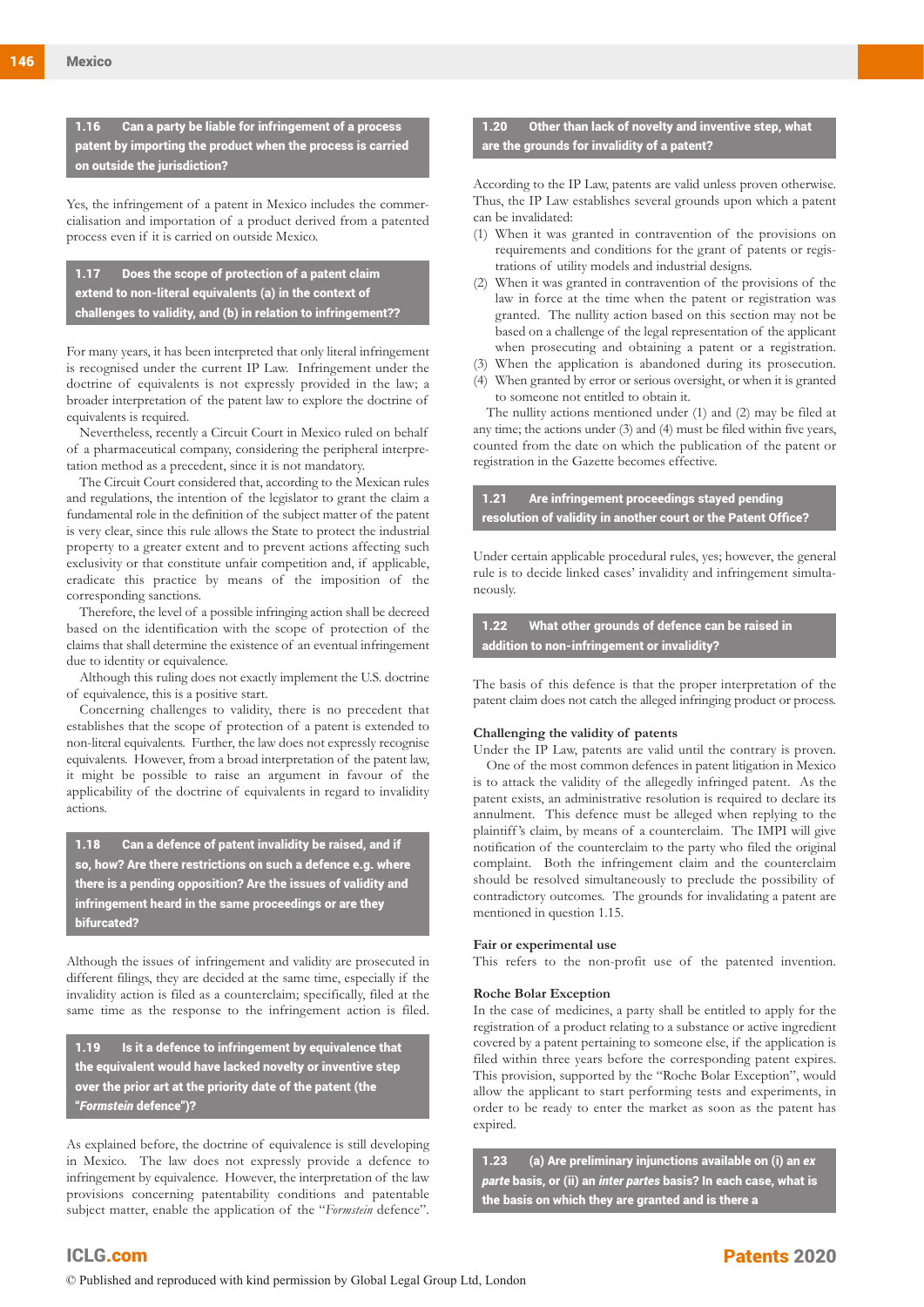### 1.16 Can a party be liable for infringement of a process patent by importing the product when the process is carried on outside the jurisdiction?

Yes, the infringement of a patent in Mexico includes the commercialisation and importation of a product derived from a patented process even if it is carried on outside Mexico.

### 1.17 Does the scope of protection of a patent claim extend to non-literal equivalents (a) in the context of challenges to validity, and (b) in relation to infringement??

For many years, it has been interpreted that only literal infringement is recognised under the current IP Law. Infringement under the doctrine of equivalents is not expressly provided in the law; a broader interpretation of the patent law to explore the doctrine of equivalents is required.

Nevertheless, recently a Circuit Court in Mexico ruled on behalf of a pharmaceutical company, considering the peripheral interpretation method as a precedent, since it is not mandatory.

The Circuit Court considered that, according to the Mexican rules and regulations, the intention of the legislator to grant the claim a fundamental role in the definition of the subject matter of the patent is very clear, since this rule allows the State to protect the industrial property to a greater extent and to prevent actions affecting such exclusivity or that constitute unfair competition and, if applicable, eradicate this practice by means of the imposition of the corresponding sanctions.

Therefore, the level of a possible infringing action shall be decreed based on the identification with the scope of protection of the claims that shall determine the existence of an eventual infringement due to identity or equivalence.

Although this ruling does not exactly implement the U.S. doctrine of equivalence, this is a positive start.

Concerning challenges to validity, there is no precedent that establishes that the scope of protection of a patent is extended to non-literal equivalents. Further, the law does not expressly recognise equivalents. However, from a broad interpretation of the patent law, it might be possible to raise an argument in favour of the applicability of the doctrine of equivalents in regard to invalidity actions.

### 1.18 Can a defence of patent invalidity be raised, and if so, how? Are there restrictions on such a defence e.g. where there is a pending opposition? Are the issues of validity and infringement heard in the same proceedings or are they bifurcated?

Although the issues of infringement and validity are prosecuted in different filings, they are decided at the same time, especially if the invalidity action is filed as a counterclaim; specifically, filed at the same time as the response to the infringement action is filed.

### 1.19 Is it a defence to infringement by equivalence that the equivalent would have lacked novelty or inventive step over the prior art at the priority date of the patent (the "*Formstein* defence")?

As explained before, the doctrine of equivalence is still developing in Mexico. The law does not expressly provide a defence to infringement by equivalence. However, the interpretation of the law provisions concerning patentability conditions and patentable subject matter, enable the application of the "*Formstein* defence".

### 1.20 Other than lack of novelty and inventive step, what are the grounds for invalidity of a patent?

According to the IP Law, patents are valid unless proven otherwise. Thus, the IP Law establishes several grounds upon which a patent can be invalidated:

(1) When it was granted in contravention of the provisions on requirements and conditions for the grant of patents or registrations of utility models and industrial designs.
(2) When it was granted in contravention of the provisions of the law in force at the time when the patent or registration was granted. The nullity action based on this section may not be based on a challenge of the legal representation of the applicant when prosecuting and obtaining a patent or a registration.
(3) When the application is abandoned during its prosecution.
(4) When granted by error or serious oversight, or when it is granted to someone not entitled to obtain it.

The nullity actions mentioned under (1) and (2) may be filed at any time; the actions under (3) and (4) must be filed within five years, counted from the date on which the publication of the patent or registration in the Gazette becomes effective.

### 1.21 Are infringement proceedings stayed pending resolution of validity in another court or the Patent Office?

Under certain applicable procedural rules, yes; however, the general rule is to decide linked cases' invalidity and infringement simultaneously.

### 1.22 What other grounds of defence can be raised in addition to non-infringement or invalidity?

The basis of this defence is that the proper interpretation of the patent claim does not catch the alleged infringing product or process.

**Challenging the validity of patents**

Under the IP Law, patents are valid until the contrary is proven.

One of the most common defences in patent litigation in Mexico is to attack the validity of the allegedly infringed patent. As the patent exists, an administrative resolution is required to declare its annulment. This defence must be alleged when replying to the plaintiff's claim, by means of a counterclaim. The IMPI will give notification of the counterclaim to the party who filed the original complaint. Both the infringement claim and the counterclaim should be resolved simultaneously to preclude the possibility of contradictory outcomes. The grounds for invalidating a patent are mentioned in question 1.15.

**Fair or experimental use**

This refers to the non-profit use of the patented invention.

**Roche Bolar Exception**

In the case of medicines, a party shall be entitled to apply for the registration of a product relating to a substance or active ingredient covered by a patent pertaining to someone else, if the application is filed within three years before the corresponding patent expires. This provision, supported by the "Roche Bolar Exception", would allow the applicant to start performing tests and experiments, in order to be ready to enter the market as soon as the patent has expired.

### 1.23 (a) Are preliminary injunctions available on (i) an *ex parte* basis, or (ii) an *inter partes* basis? In each case, what is the basis on which they are granted and is there a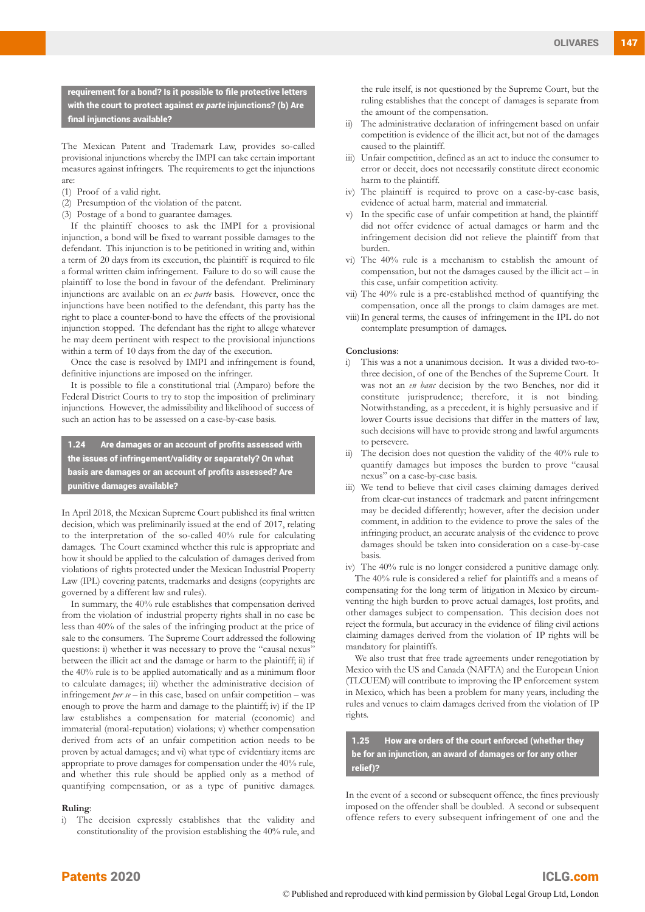**requirement for a bond? Is it possible to file protective letters with the court to protect against *ex parte* injunctions? (b) Are final injunctions available?**

The Mexican Patent and Trademark Law, provides so-called provisional injunctions whereby the IMPI can take certain important measures against infringers. The requirements to get the injunctions are:

(1) Proof of a valid right.
(2) Presumption of the violation of the patent.
(3) Postage of a bond to guarantee damages.

If the plaintiff chooses to ask the IMPI for a provisional injunction, a bond will be fixed to warrant possible damages to the defendant. This injunction is to be petitioned in writing and, within a term of 20 days from its execution, the plaintiff is required to file a formal written claim infringement. Failure to do so will cause the plaintiff to lose the bond in favour of the defendant. Preliminary injunctions are available on an *ex parte* basis. However, once the injunctions have been notified to the defendant, this party has the right to place a counter-bond to have the effects of the provisional injunction stopped. The defendant has the right to allege whatever he may deem pertinent with respect to the provisional injunctions within a term of 10 days from the day of the execution.

Once the case is resolved by IMPI and infringement is found, definitive injunctions are imposed on the infringer.

It is possible to file a constitutional trial (Amparo) before the Federal District Courts to try to stop the imposition of preliminary injunctions. However, the admissibility and likelihood of success of such an action has to be assessed on a case-by-case basis.

## 1.24 Are damages or an account of profits assessed with the issues of infringement/validity or separately? On what basis are damages or an account of profits assessed? Are punitive damages available?

In April 2018, the Mexican Supreme Court published its final written decision, which was preliminarily issued at the end of 2017, relating to the interpretation of the so-called 40% rule for calculating damages. The Court examined whether this rule is appropriate and how it should be applied to the calculation of damages derived from violations of rights protected under the Mexican Industrial Property Law (IPL) covering patents, trademarks and designs (copyrights are governed by a different law and rules).

In summary, the 40% rule establishes that compensation derived from the violation of industrial property rights shall in no case be less than 40% of the sales of the infringing product at the price of sale to the consumers. The Supreme Court addressed the following questions: i) whether it was necessary to prove the "causal nexus" between the illicit act and the damage or harm to the plaintiff; ii) if the 40% rule is to be applied automatically and as a minimum floor to calculate damages; iii) whether the administrative decision of infringement *per se* – in this case, based on unfair competition – was enough to prove the harm and damage to the plaintiff; iv) if the IP law establishes a compensation for material (economic) and immaterial (moral-reputation) violations; v) whether compensation derived from acts of an unfair competition action needs to be proven by actual damages; and vi) what type of evidentiary items are appropriate to prove damages for compensation under the 40% rule, and whether this rule should be applied only as a method of quantifying compensation, or as a type of punitive damages.

**Ruling**:

i) The decision expressly establishes that the validity and constitutionality of the provision establishing the 40% rule, and the rule itself, is not questioned by the Supreme Court, but the ruling establishes that the concept of damages is separate from the amount of the compensation.
ii) The administrative declaration of infringement based on unfair competition is evidence of the illicit act, but not of the damages caused to the plaintiff.
iii) Unfair competition, defined as an act to induce the consumer to error or deceit, does not necessarily constitute direct economic harm to the plaintiff.
iv) The plaintiff is required to prove on a case-by-case basis, evidence of actual harm, material and immaterial.
v) In the specific case of unfair competition at hand, the plaintiff did not offer evidence of actual damages or harm and the infringement decision did not relieve the plaintiff from that burden.
vi) The 40% rule is a mechanism to establish the amount of compensation, but not the damages caused by the illicit act – in this case, unfair competition activity.
vii) The 40% rule is a pre-established method of quantifying the compensation, once all the prongs to claim damages are met.
viii) In general terms, the causes of infringement in the IPL do not contemplate presumption of damages.

**Conclusions**:

i) This was a not a unanimous decision. It was a divided two-to-three decision, of one of the Benches of the Supreme Court. It was not an *en banc* decision by the two Benches, nor did it constitute jurisprudence; therefore, it is not binding. Notwithstanding, as a precedent, it is highly persuasive and if lower Courts issue decisions that differ in the matters of law, such decisions will have to provide strong and lawful arguments to persevere.
ii) The decision does not question the validity of the 40% rule to quantify damages but imposes the burden to prove "causal nexus" on a case-by-case basis.
iii) We tend to believe that civil cases claiming damages derived from clear-cut instances of trademark and patent infringement may be decided differently; however, after the decision under comment, in addition to the evidence to prove the sales of the infringing product, an accurate analysis of the evidence to prove damages should be taken into consideration on a case-by-case basis.
iv) The 40% rule is no longer considered a punitive damage only.

The 40% rule is considered a relief for plaintiffs and a means of compensating for the long term of litigation in Mexico by circumventing the high burden to prove actual damages, lost profits, and other damages subject to compensation. This decision does not reject the formula, but accuracy in the evidence of filing civil actions claiming damages derived from the violation of IP rights will be mandatory for plaintiffs.

We also trust that free trade agreements under renegotiation by Mexico with the US and Canada (NAFTA) and the European Union (TLCUEM) will contribute to improving the IP enforcement system in Mexico, which has been a problem for many years, including the rules and venues to claim damages derived from the violation of IP rights.

## 1.25 How are orders of the court enforced (whether they be for an injunction, an award of damages or for any other relief)?

In the event of a second or subsequent offence, the fines previously imposed on the offender shall be doubled. A second or subsequent offence refers to every subsequent infringement of one and the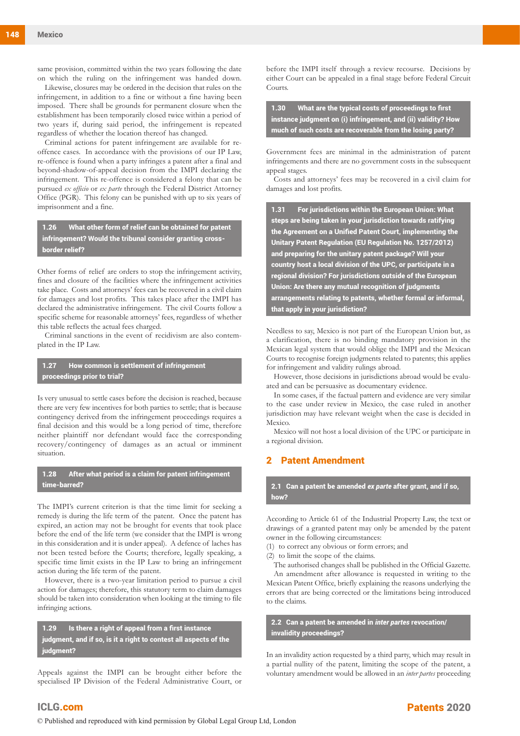same provision, committed within the two years following the date on which the ruling on the infringement was handed down.

Likewise, closures may be ordered in the decision that rules on the infringement, in addition to a fine or without a fine having been imposed. There shall be grounds for permanent closure when the establishment has been temporarily closed twice within a period of two years if, during said period, the infringement is repeated regardless of whether the location thereof has changed.

Criminal actions for patent infringement are available for re-offence cases. In accordance with the provisions of our IP Law, re-offence is found when a party infringes a patent after a final and beyond-shadow-of-appeal decision from the IMPI declaring the infringement. This re-offence is considered a felony that can be pursued *ex officio* or *ex parte* through the Federal District Attorney Office (PGR). This felony can be punished with up to six years of imprisonment and a fine.

### 1.26 What other form of relief can be obtained for patent infringement? Would the tribunal consider granting cross-border relief?

Other forms of relief are orders to stop the infringement activity, fines and closure of the facilities where the infringement activities take place. Costs and attorneys' fees can be recovered in a civil claim for damages and lost profits. This takes place after the IMPI has declared the administrative infringement. The civil Courts follow a specific scheme for reasonable attorneys' fees, regardless of whether this table reflects the actual fees charged.

Criminal sanctions in the event of recidivism are also contemplated in the IP Law.

### 1.27 How common is settlement of infringement proceedings prior to trial?

Is very unusual to settle cases before the decision is reached, because there are very few incentives for both parties to settle; that is because contingency derived from the infringement proceedings requires a final decision and this would be a long period of time, therefore neither plaintiff nor defendant would face the corresponding recovery/contingency of damages as an actual or imminent situation.

### 1.28 After what period is a claim for patent infringement time-barred?

The IMPI's current criterion is that the time limit for seeking a remedy is during the life term of the patent. Once the patent has expired, an action may not be brought for events that took place before the end of the life term (we consider that the IMPI is wrong in this consideration and it is under appeal). A defence of laches has not been tested before the Courts; therefore, legally speaking, a specific time limit exists in the IP Law to bring an infringement action during the life term of the patent.

However, there is a two-year limitation period to pursue a civil action for damages; therefore, this statutory term to claim damages should be taken into consideration when looking at the timing to file infringing actions.

### 1.29 Is there a right of appeal from a first instance judgment, and if so, is it a right to contest all aspects of the judgment?

Appeals against the IMPI can be brought either before the specialised IP Division of the Federal Administrative Court, or before the IMPI itself through a review recourse. Decisions by either Court can be appealed in a final stage before Federal Circuit Courts.

### 1.30 What are the typical costs of proceedings to first instance judgment on (i) infringement, and (ii) validity? How much of such costs are recoverable from the losing party?

Government fees are minimal in the administration of patent infringements and there are no government costs in the subsequent appeal stages.

Costs and attorneys' fees may be recovered in a civil claim for damages and lost profits.

### 1.31 For jurisdictions within the European Union: What steps are being taken in your jurisdiction towards ratifying the Agreement on a Unified Patent Court, implementing the Unitary Patent Regulation (EU Regulation No. 1257/2012) and preparing for the unitary patent package? Will your country host a local division of the UPC, or participate in a regional division? For jurisdictions outside of the European Union: Are there any mutual recognition of judgments arrangements relating to patents, whether formal or informal, that apply in your jurisdiction?

Needless to say, Mexico is not part of the European Union but, as a clarification, there is no binding mandatory provision in the Mexican legal system that would oblige the IMPI and the Mexican Courts to recognise foreign judgments related to patents; this applies for infringement and validity rulings abroad.

However, those decisions in jurisdictions abroad would be evaluated and can be persuasive as documentary evidence.

In some cases, if the factual pattern and evidence are very similar to the case under review in Mexico, the case ruled in another jurisdiction may have relevant weight when the case is decided in Mexico.

Mexico will not host a local division of the UPC or participate in a regional division.

## 2 Patent Amendment

### 2.1 Can a patent be amended *ex parte* after grant, and if so, how?

According to Article 61 of the Industrial Property Law, the text or drawings of a granted patent may only be amended by the patent owner in the following circumstances:

(1) to correct any obvious or form errors; and
(2) to limit the scope of the claims.

The authorised changes shall be published in the Official Gazette.

An amendment after allowance is requested in writing to the Mexican Patent Office, briefly explaining the reasons underlying the errors that are being corrected or the limitations being introduced to the claims.

### 2.2 Can a patent be amended in *inter partes* revocation/invalidity proceedings?

In an invalidity action requested by a third party, which may result in a partial nullity of the patent, limiting the scope of the patent, a voluntary amendment would be allowed in an *inter partes* proceeding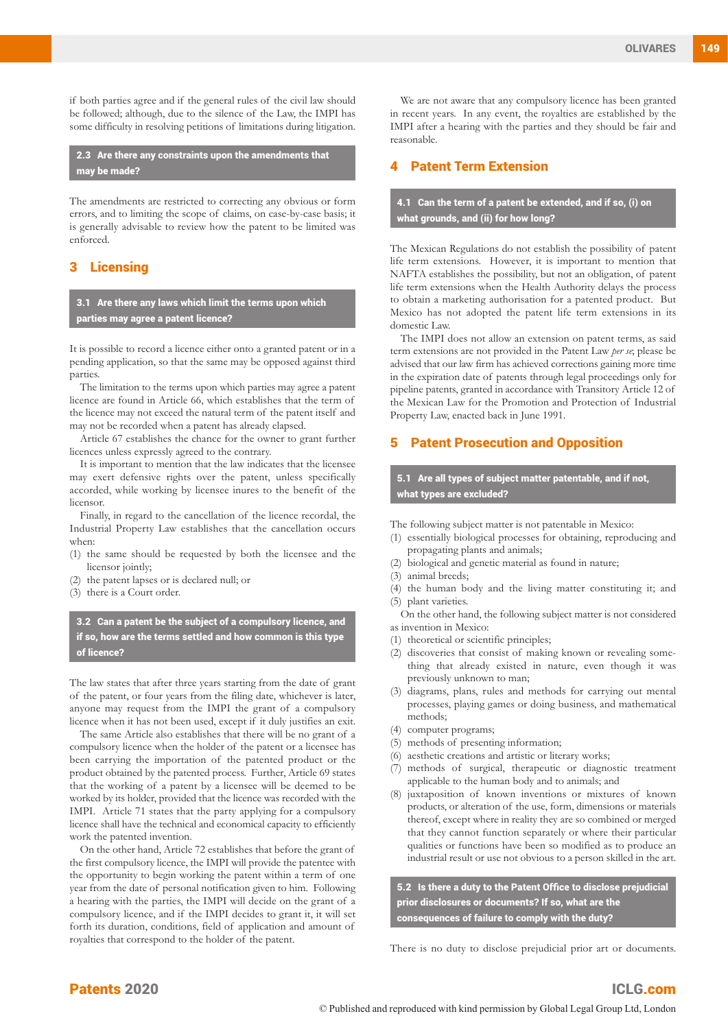if both parties agree and if the general rules of the civil law should be followed; although, due to the silence of the Law, the IMPI has some difficulty in resolving petitions of limitations during litigation.

### 2.3 Are there any constraints upon the amendments that may be made?

The amendments are restricted to correcting any obvious or form errors, and to limiting the scope of claims, on case-by-case basis; it is generally advisable to review how the patent to be limited was enforced.

## 3 Licensing

### 3.1 Are there any laws which limit the terms upon which parties may agree a patent licence?

It is possible to record a licence either onto a granted patent or in a pending application, so that the same may be opposed against third parties.

The limitation to the terms upon which parties may agree a patent licence are found in Article 66, which establishes that the term of the licence may not exceed the natural term of the patent itself and may not be recorded when a patent has already elapsed.

Article 67 establishes the chance for the owner to grant further licences unless expressly agreed to the contrary.

It is important to mention that the law indicates that the licensee may exert defensive rights over the patent, unless specifically accorded, while working by licensee inures to the benefit of the licensor.

Finally, in regard to the cancellation of the licence recordal, the Industrial Property Law establishes that the cancellation occurs when:

(1) the same should be requested by both the licensee and the licensor jointly;
(2) the patent lapses or is declared null; or
(3) there is a Court order.

### 3.2 Can a patent be the subject of a compulsory licence, and if so, how are the terms settled and how common is this type of licence?

The law states that after three years starting from the date of grant of the patent, or four years from the filing date, whichever is later, anyone may request from the IMPI the grant of a compulsory licence when it has not been used, except if it duly justifies an exit.

The same Article also establishes that there will be no grant of a compulsory licence when the holder of the patent or a licensee has been carrying the importation of the patented product or the product obtained by the patented process. Further, Article 69 states that the working of a patent by a licensee will be deemed to be worked by its holder, provided that the licence was recorded with the IMPI. Article 71 states that the party applying for a compulsory licence shall have the technical and economical capacity to efficiently work the patented invention.

On the other hand, Article 72 establishes that before the grant of the first compulsory licence, the IMPI will provide the patentee with the opportunity to begin working the patent within a term of one year from the date of personal notification given to him. Following a hearing with the parties, the IMPI will decide on the grant of a compulsory licence, and if the IMPI decides to grant it, it will set forth its duration, conditions, field of application and amount of royalties that correspond to the holder of the patent.

We are not aware that any compulsory licence has been granted in recent years. In any event, the royalties are established by the IMPI after a hearing with the parties and they should be fair and reasonable.

## 4 Patent Term Extension

### 4.1 Can the term of a patent be extended, and if so, (i) on what grounds, and (ii) for how long?

The Mexican Regulations do not establish the possibility of patent life term extensions. However, it is important to mention that NAFTA establishes the possibility, but not an obligation, of patent life term extensions when the Health Authority delays the process to obtain a marketing authorisation for a patented product. But Mexico has not adopted the patent life term extensions in its domestic Law.

The IMPI does not allow an extension on patent terms, as said term extensions are not provided in the Patent Law *per se*; please be advised that our law firm has achieved corrections gaining more time in the expiration date of patents through legal proceedings only for pipeline patents, granted in accordance with Transitory Article 12 of the Mexican Law for the Promotion and Protection of Industrial Property Law, enacted back in June 1991.

## 5 Patent Prosecution and Opposition

### 5.1 Are all types of subject matter patentable, and if not, what types are excluded?

The following subject matter is not patentable in Mexico:

(1) essentially biological processes for obtaining, reproducing and propagating plants and animals;
(2) biological and genetic material as found in nature;
(3) animal breeds;
(4) the human body and the living matter constituting it; and
(5) plant varieties.

On the other hand, the following subject matter is not considered as invention in Mexico:

(1) theoretical or scientific principles;
(2) discoveries that consist of making known or revealing something that already existed in nature, even though it was previously unknown to man;
(3) diagrams, plans, rules and methods for carrying out mental processes, playing games or doing business, and mathematical methods;
(4) computer programs;
(5) methods of presenting information;
(6) aesthetic creations and artistic or literary works;
(7) methods of surgical, therapeutic or diagnostic treatment applicable to the human body and to animals; and
(8) juxtaposition of known inventions or mixtures of known products, or alteration of the use, form, dimensions or materials thereof, except where in reality they are so combined or merged that they cannot function separately or where their particular qualities or functions have been so modified as to produce an industrial result or use not obvious to a person skilled in the art.

### 5.2 Is there a duty to the Patent Office to disclose prejudicial prior disclosures or documents? If so, what are the consequences of failure to comply with the duty?

There is no duty to disclose prejudicial prior art or documents.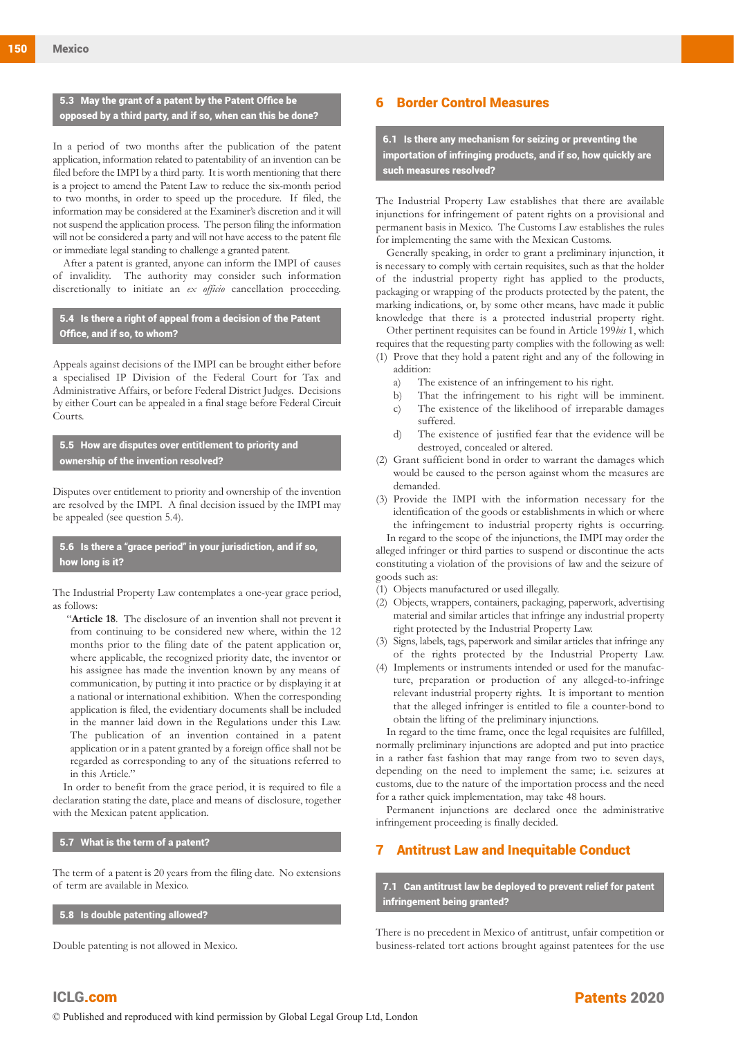### 5.3 May the grant of a patent by the Patent Office be opposed by a third party, and if so, when can this be done?

In a period of two months after the publication of the patent application, information related to patentability of an invention can be filed before the IMPI by a third party. It is worth mentioning that there is a project to amend the Patent Law to reduce the six-month period to two months, in order to speed up the procedure. If filed, the information may be considered at the Examiner's discretion and it will not suspend the application process. The person filing the information will not be considered a party and will not have access to the patent file or immediate legal standing to challenge a granted patent.

After a patent is granted, anyone can inform the IMPI of causes of invalidity. The authority may consider such information discretionally to initiate an *ex officio* cancellation proceeding.

### 5.4 Is there a right of appeal from a decision of the Patent Office, and if so, to whom?

Appeals against decisions of the IMPI can be brought either before a specialised IP Division of the Federal Court for Tax and Administrative Affairs, or before Federal District Judges. Decisions by either Court can be appealed in a final stage before Federal Circuit Courts.

### 5.5 How are disputes over entitlement to priority and ownership of the invention resolved?

Disputes over entitlement to priority and ownership of the invention are resolved by the IMPI. A final decision issued by the IMPI may be appealed (see question 5.4).

### 5.6 Is there a "grace period" in your jurisdiction, and if so, how long is it?

The Industrial Property Law contemplates a one-year grace period, as follows:

> "**Article 18**. The disclosure of an invention shall not prevent it from continuing to be considered new where, within the 12 months prior to the filing date of the patent application or, where applicable, the recognized priority date, the inventor or his assignee has made the invention known by any means of communication, by putting it into practice or by displaying it at a national or international exhibition. When the corresponding application is filed, the evidentiary documents shall be included in the manner laid down in the Regulations under this Law. The publication of an invention contained in a patent application or in a patent granted by a foreign office shall not be regarded as corresponding to any of the situations referred to in this Article."

In order to benefit from the grace period, it is required to file a declaration stating the date, place and means of disclosure, together with the Mexican patent application.

### 5.7 What is the term of a patent?

The term of a patent is 20 years from the filing date. No extensions of term are available in Mexico.

### 5.8 Is double patenting allowed?

Double patenting is not allowed in Mexico.

## 6 Border Control Measures

### 6.1 Is there any mechanism for seizing or preventing the importation of infringing products, and if so, how quickly are such measures resolved?

The Industrial Property Law establishes that there are available injunctions for infringement of patent rights on a provisional and permanent basis in Mexico. The Customs Law establishes the rules for implementing the same with the Mexican Customs.

Generally speaking, in order to grant a preliminary injunction, it is necessary to comply with certain requisites, such as that the holder of the industrial property right has applied to the products, packaging or wrapping of the products protected by the patent, the marking indications, or, by some other means, have made it public knowledge that there is a protected industrial property right.

Other pertinent requisites can be found in Article 199*bis* 1, which requires that the requesting party complies with the following as well:

(1) Prove that they hold a patent right and any of the following in addition:
   a) The existence of an infringement to his right.
   b) That the infringement to his right will be imminent.
   c) The existence of the likelihood of irreparable damages suffered.
   d) The existence of justified fear that the evidence will be destroyed, concealed or altered.

(2) Grant sufficient bond in order to warrant the damages which would be caused to the person against whom the measures are demanded.

(3) Provide the IMPI with the information necessary for the identification of the goods or establishments in which or where the infringement to industrial property rights is occurring.

In regard to the scope of the injunctions, the IMPI may order the alleged infringer or third parties to suspend or discontinue the acts constituting a violation of the provisions of law and the seizure of goods such as:

(1) Objects manufactured or used illegally.
(2) Objects, wrappers, containers, packaging, paperwork, advertising material and similar articles that infringe any industrial property right protected by the Industrial Property Law.
(3) Signs, labels, tags, paperwork and similar articles that infringe any of the rights protected by the Industrial Property Law.
(4) Implements or instruments intended or used for the manufacture, preparation or production of any alleged-to-infringe relevant industrial property rights. It is important to mention that the alleged infringer is entitled to file a counter-bond to obtain the lifting of the preliminary injunctions.

In regard to the time frame, once the legal requisites are fulfilled, normally preliminary injunctions are adopted and put into practice in a rather fast fashion that may range from two to seven days, depending on the need to implement the same; i.e. seizures at customs, due to the nature of the importation process and the need for a rather quick implementation, may take 48 hours.

Permanent injunctions are declared once the administrative infringement proceeding is finally decided.

## 7 Antitrust Law and Inequitable Conduct

### 7.1 Can antitrust law be deployed to prevent relief for patent infringement being granted?

There is no precedent in Mexico of antitrust, unfair competition or business-related tort actions brought against patentees for the use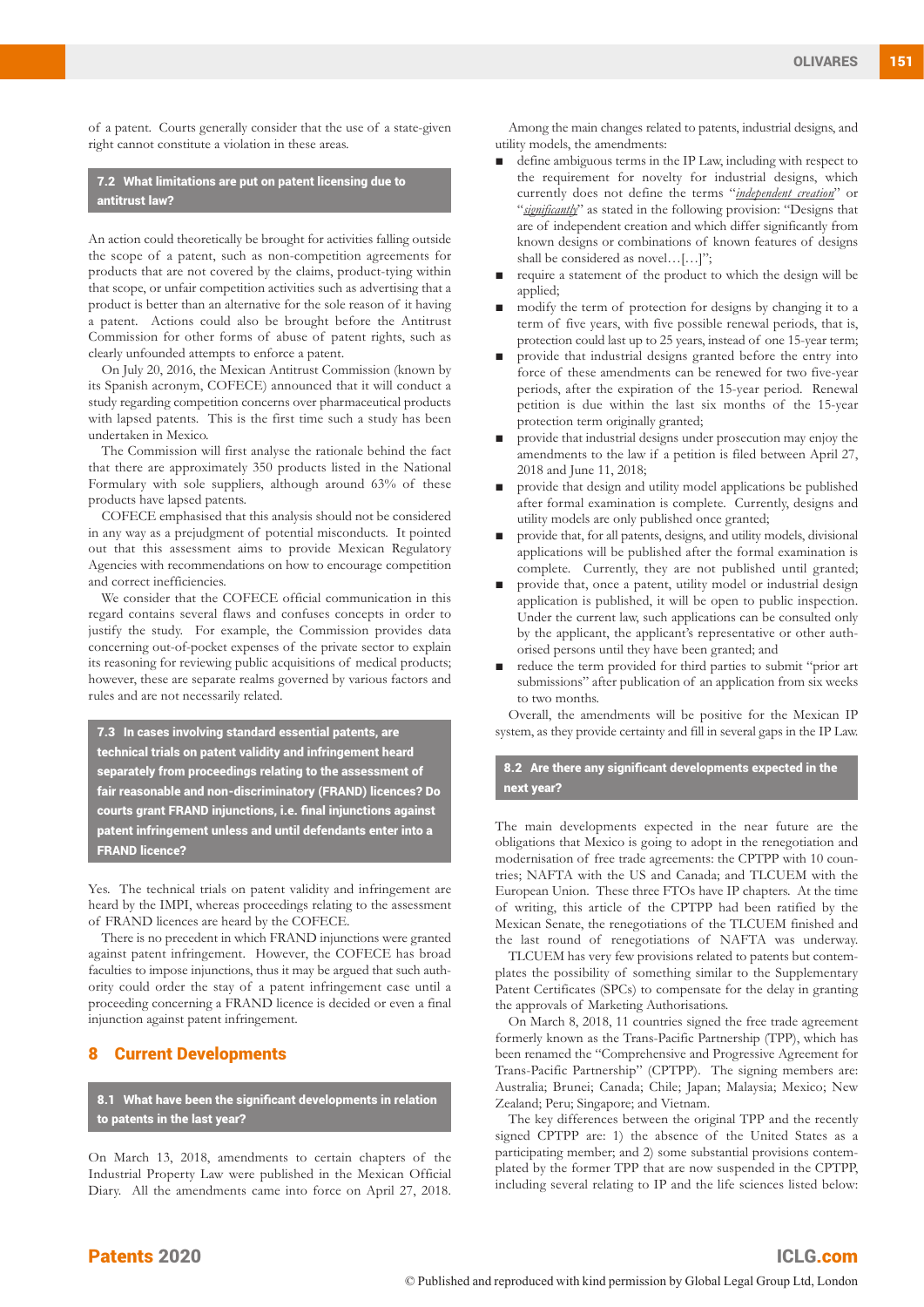of a patent. Courts generally consider that the use of a state-given right cannot constitute a violation in these areas.

### 7.2 What limitations are put on patent licensing due to antitrust law?

An action could theoretically be brought for activities falling outside the scope of a patent, such as non-competition agreements for products that are not covered by the claims, product-tying within that scope, or unfair competition activities such as advertising that a product is better than an alternative for the sole reason of it having a patent. Actions could also be brought before the Antitrust Commission for other forms of abuse of patent rights, such as clearly unfounded attempts to enforce a patent.

On July 20, 2016, the Mexican Antitrust Commission (known by its Spanish acronym, COFECE) announced that it will conduct a study regarding competition concerns over pharmaceutical products with lapsed patents. This is the first time such a study has been undertaken in Mexico.

The Commission will first analyse the rationale behind the fact that there are approximately 350 products listed in the National Formulary with sole suppliers, although around 63% of these products have lapsed patents.

COFECE emphasised that this analysis should not be considered in any way as a prejudgment of potential misconducts. It pointed out that this assessment aims to provide Mexican Regulatory Agencies with recommendations on how to encourage competition and correct inefficiencies.

We consider that the COFECE official communication in this regard contains several flaws and confuses concepts in order to justify the study. For example, the Commission provides data concerning out-of-pocket expenses of the private sector to explain its reasoning for reviewing public acquisitions of medical products; however, these are separate realms governed by various factors and rules and are not necessarily related.

### 7.3 In cases involving standard essential patents, are technical trials on patent validity and infringement heard separately from proceedings relating to the assessment of fair reasonable and non-discriminatory (FRAND) licences? Do courts grant FRAND injunctions, i.e. final injunctions against patent infringement unless and until defendants enter into a FRAND licence?

Yes. The technical trials on patent validity and infringement are heard by the IMPI, whereas proceedings relating to the assessment of FRAND licences are heard by the COFECE.

There is no precedent in which FRAND injunctions were granted against patent infringement. However, the COFECE has broad faculties to impose injunctions, thus it may be argued that such authority could order the stay of a patent infringement case until a proceeding concerning a FRAND licence is decided or even a final injunction against patent infringement.

## 8 Current Developments

### 8.1 What have been the significant developments in relation to patents in the last year?

On March 13, 2018, amendments to certain chapters of the Industrial Property Law were published in the Mexican Official Diary. All the amendments came into force on April 27, 2018.

Among the main changes related to patents, industrial designs, and utility models, the amendments:

- define ambiguous terms in the IP Law, including with respect to the requirement for novelty for industrial designs, which currently does not define the terms "*independent creation*" or "*significantly*" as stated in the following provision: "Designs that are of independent creation and which differ significantly from known designs or combinations of known features of designs shall be considered as novel…[…]";
- require a statement of the product to which the design will be applied;
- modify the term of protection for designs by changing it to a term of five years, with five possible renewal periods, that is, protection could last up to 25 years, instead of one 15-year term;
- provide that industrial designs granted before the entry into force of these amendments can be renewed for two five-year periods, after the expiration of the 15-year period. Renewal petition is due within the last six months of the 15-year protection term originally granted;
- provide that industrial designs under prosecution may enjoy the amendments to the law if a petition is filed between April 27, 2018 and June 11, 2018;
- provide that design and utility model applications be published after formal examination is complete. Currently, designs and utility models are only published once granted;
- provide that, for all patents, designs, and utility models, divisional applications will be published after the formal examination is complete. Currently, they are not published until granted;
- provide that, once a patent, utility model or industrial design application is published, it will be open to public inspection. Under the current law, such applications can be consulted only by the applicant, the applicant's representative or other authorised persons until they have been granted; and
- reduce the term provided for third parties to submit "prior art submissions" after publication of an application from six weeks to two months.

Overall, the amendments will be positive for the Mexican IP system, as they provide certainty and fill in several gaps in the IP Law.

### 8.2 Are there any significant developments expected in the next year?

The main developments expected in the near future are the obligations that Mexico is going to adopt in the renegotiation and modernisation of free trade agreements: the CPTPP with 10 countries; NAFTA with the US and Canada; and TLCUEM with the European Union. These three FTOs have IP chapters. At the time of writing, this article of the CPTPP had been ratified by the Mexican Senate, the renegotiations of the TLCUEM finished and the last round of renegotiations of NAFTA was underway. TLCUEM has very few provisions related to patents but contemplates the possibility of something similar to the Supplementary Patent Certificates (SPCs) to compensate for the delay in granting the approvals of Marketing Authorisations.

On March 8, 2018, 11 countries signed the free trade agreement formerly known as the Trans-Pacific Partnership (TPP), which has been renamed the "Comprehensive and Progressive Agreement for Trans-Pacific Partnership" (CPTPP). The signing members are: Australia; Brunei; Canada; Chile; Japan; Malaysia; Mexico; New Zealand; Peru; Singapore; and Vietnam.

The key differences between the original TPP and the recently signed CPTPP are: 1) the absence of the United States as a participating member; and 2) some substantial provisions contemplated by the former TPP that are now suspended in the CPTPP, including several relating to IP and the life sciences listed below: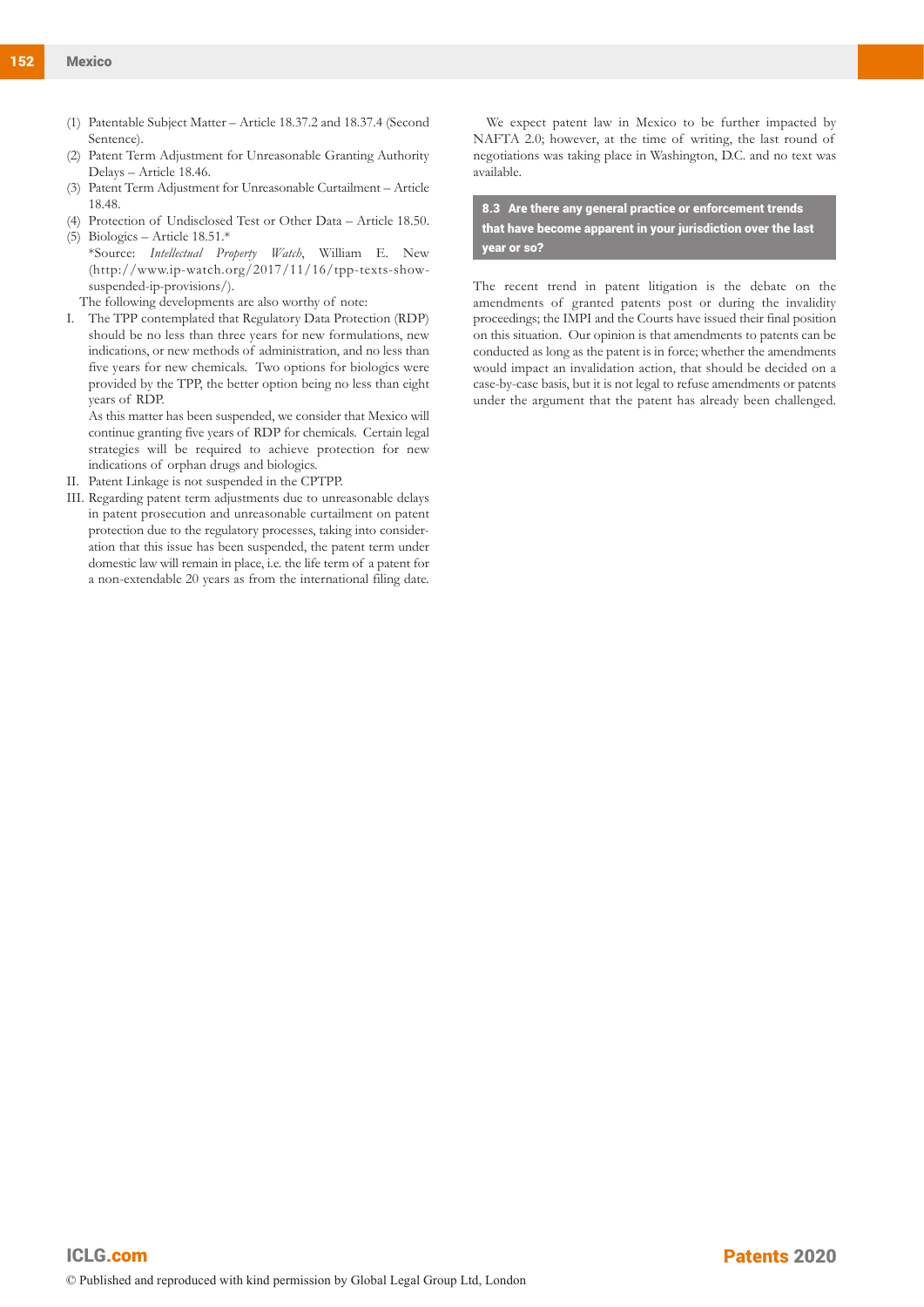(1) Patentable Subject Matter – Article 18.37.2 and 18.37.4 (Second Sentence).
(2) Patent Term Adjustment for Unreasonable Granting Authority Delays – Article 18.46.
(3) Patent Term Adjustment for Unreasonable Curtailment – Article 18.48.
(4) Protection of Undisclosed Test or Other Data – Article 18.50.
(5) Biologics – Article 18.51.*

*Source: *Intellectual Property Watch*, William E. New (http://www.ip-watch.org/2017/11/16/tpp-texts-show-suspended-ip-provisions/).

The following developments are also worthy of note:

I. The TPP contemplated that Regulatory Data Protection (RDP) should be no less than three years for new formulations, new indications, or new methods of administration, and no less than five years for new chemicals. Two options for biologics were provided by the TPP, the better option being no less than eight years of RDP.

   As this matter has been suspended, we consider that Mexico will continue granting five years of RDP for chemicals. Certain legal strategies will be required to achieve protection for new indications of orphan drugs and biologics.

II. Patent Linkage is not suspended in the CPTPP.

III. Regarding patent term adjustments due to unreasonable delays in patent prosecution and unreasonable curtailment on patent protection due to the regulatory processes, taking into consideration that this issue has been suspended, the patent term under domestic law will remain in place, i.e. the life term of a patent for a non-extendable 20 years as from the international filing date.

We expect patent law in Mexico to be further impacted by NAFTA 2.0; however, at the time of writing, the last round of negotiations was taking place in Washington, D.C. and no text was available.

### 8.3 Are there any general practice or enforcement trends that have become apparent in your jurisdiction over the last year or so?

The recent trend in patent litigation is the debate on the amendments of granted patents post or during the invalidity proceedings; the IMPI and the Courts have issued their final position on this situation. Our opinion is that amendments to patents can be conducted as long as the patent is in force; whether the amendments would impact an invalidation action, that should be decided on a case-by-case basis, but it is not legal to refuse amendments or patents under the argument that the patent has already been challenged.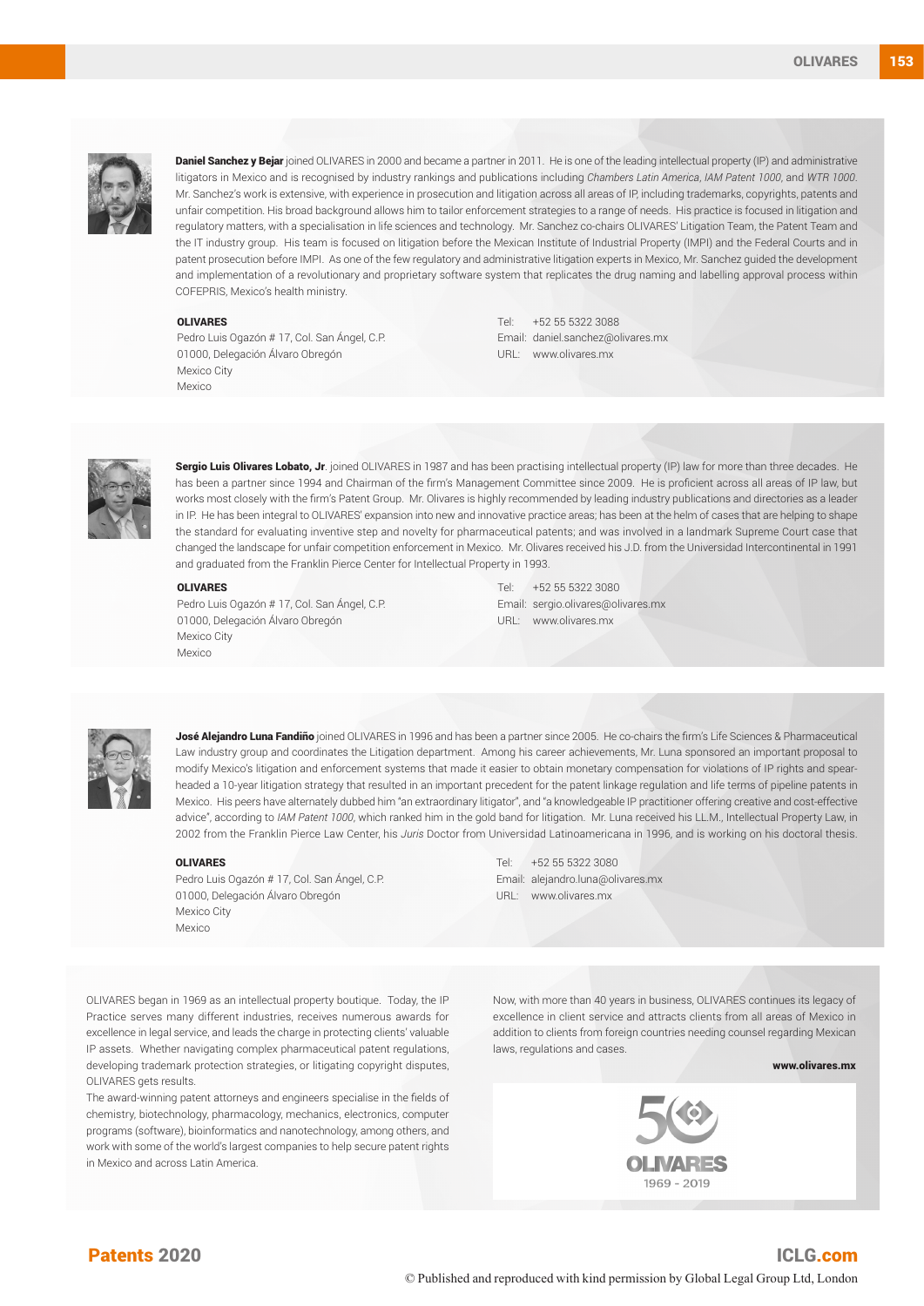**Daniel Sanchez y Bejar** joined OLIVARES in 2000 and became a partner in 2011. He is one of the leading intellectual property (IP) and administrative litigators in Mexico and is recognised by industry rankings and publications including *Chambers Latin America*, *IAM Patent 1000*, and *WTR 1000*. Mr. Sanchez's work is extensive, with experience in prosecution and litigation across all areas of IP, including trademarks, copyrights, patents and unfair competition. His broad background allows him to tailor enforcement strategies to a range of needs. His practice is focused in litigation and regulatory matters, with a specialisation in life sciences and technology. Mr. Sanchez co-chairs OLIVARES' Litigation Team, the Patent Team and the IT industry group. His team is focused on litigation before the Mexican Institute of Industrial Property (IMPI) and the Federal Courts and in patent prosecution before IMPI. As one of the few regulatory and administrative litigation experts in Mexico, Mr. Sanchez guided the development and implementation of a revolutionary and proprietary software system that replicates the drug naming and labelling approval process within COFEPRIS, Mexico's health ministry.

**OLIVARES**
Pedro Luis Ogazón # 17, Col. San Ángel, C.P.
01000, Delegación Álvaro Obregón
Mexico City
Mexico

Tel: +52 55 5322 3088
Email: daniel.sanchez@olivares.mx
URL: www.olivares.mx

**Sergio Luis Olivares Lobato, Jr**. joined OLIVARES in 1987 and has been practising intellectual property (IP) law for more than three decades. He has been a partner since 1994 and Chairman of the firm's Management Committee since 2009. He is proficient across all areas of IP law, but works most closely with the firm's Patent Group. Mr. Olivares is highly recommended by leading industry publications and directories as a leader in IP. He has been integral to OLIVARES' expansion into new and innovative practice areas; has been at the helm of cases that are helping to shape the standard for evaluating inventive step and novelty for pharmaceutical patents; and was involved in a landmark Supreme Court case that changed the landscape for unfair competition enforcement in Mexico. Mr. Olivares received his J.D. from the Universidad Intercontinental in 1991 and graduated from the Franklin Pierce Center for Intellectual Property in 1993.

**OLIVARES**
Pedro Luis Ogazón # 17, Col. San Ángel, C.P.
01000, Delegación Álvaro Obregón
Mexico City
Mexico

Tel: +52 55 5322 3080
Email: sergio.olivares@olivares.mx
URL: www.olivares.mx

**José Alejandro Luna Fandiño** joined OLIVARES in 1996 and has been a partner since 2005. He co-chairs the firm's Life Sciences & Pharmaceutical Law industry group and coordinates the Litigation department. Among his career achievements, Mr. Luna sponsored an important proposal to modify Mexico's litigation and enforcement systems that made it easier to obtain monetary compensation for violations of IP rights and spear-headed a 10-year litigation strategy that resulted in an important precedent for the patent linkage regulation and life terms of pipeline patents in Mexico. His peers have alternately dubbed him "an extraordinary litigator", and "a knowledgeable IP practitioner offering creative and cost-effective advice", according to *IAM Patent 1000*, which ranked him in the gold band for litigation. Mr. Luna received his LL.M., Intellectual Property Law, in 2002 from the Franklin Pierce Law Center, his *Juris* Doctor from Universidad Latinoamericana in 1996, and is working on his doctoral thesis.

**OLIVARES**
Pedro Luis Ogazón # 17, Col. San Ángel, C.P.
01000, Delegación Álvaro Obregón
Mexico City
Mexico

Tel: +52 55 5322 3080
Email: alejandro.luna@olivares.mx
URL: www.olivares.mx

OLIVARES began in 1969 as an intellectual property boutique. Today, the IP Practice serves many different industries, receives numerous awards for excellence in legal service, and leads the charge in protecting clients' valuable IP assets. Whether navigating complex pharmaceutical patent regulations, developing trademark protection strategies, or litigating copyright disputes, OLIVARES gets results.

The award-winning patent attorneys and engineers specialise in the fields of chemistry, biotechnology, pharmacology, mechanics, electronics, computer programs (software), bioinformatics and nanotechnology, among others, and work with some of the world's largest companies to help secure patent rights in Mexico and across Latin America.

Now, with more than 40 years in business, OLIVARES continues its legacy of excellence in client service and attracts clients from all areas of Mexico in addition to clients from foreign countries needing counsel regarding Mexican laws, regulations and cases.

**www.olivares.mx**

OLIVARES
1969 - 2019

© Published and reproduced with kind permission by Global Legal Group Ltd, London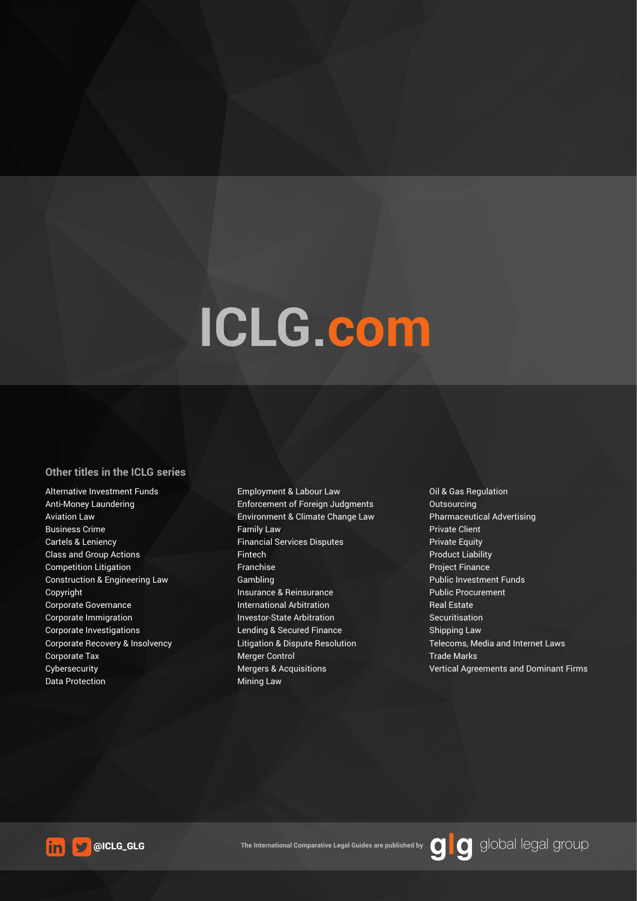# ICLG.com

## Other titles in the ICLG series

Alternative Investment Funds
Anti-Money Laundering
Aviation Law
Business Crime
Cartels & Leniency
Class and Group Actions
Competition Litigation
Construction & Engineering Law
Copyright
Corporate Governance
Corporate Immigration
Corporate Investigations
Corporate Recovery & Insolvency
Corporate Tax
Cybersecurity
Data Protection
Employment & Labour Law
Enforcement of Foreign Judgments
Environment & Climate Change Law
Family Law
Financial Services Disputes
Fintech
Franchise
Gambling
Insurance & Reinsurance
International Arbitration
Investor-State Arbitration
Lending & Secured Finance
Litigation & Dispute Resolution
Merger Control
Mergers & Acquisitions
Mining Law
Oil & Gas Regulation
Outsourcing
Pharmaceutical Advertising
Private Client
Private Equity
Product Liability
Project Finance
Public Investment Funds
Public Procurement
Real Estate
Securitisation
Shipping Law
Telecoms, Media and Internet Laws
Trade Marks
Vertical Agreements and Dominant Firms

@ICLG_GLG

The International Comparative Legal Guides are published by glg global legal group